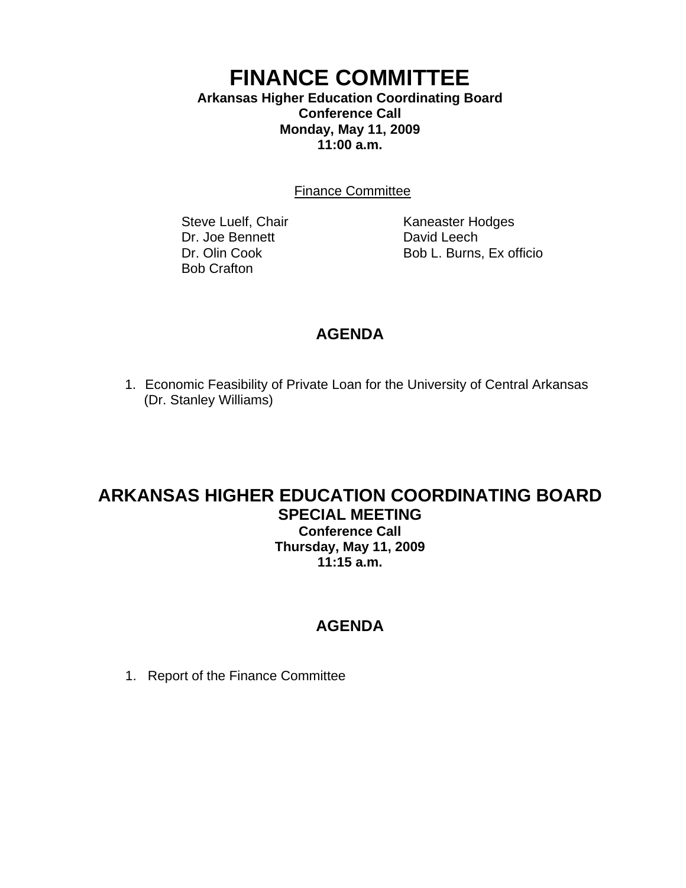# FINANCE COMMITTEE

**Arkansas Higher Education Coordinating Board**
**Conference Call**
**Monday, May 11, 2009**
**11:00 a.m.**

Finance Committee

Steve Luelf, Chair
Dr. Joe Bennett
Dr. Olin Cook
Bob Crafton
Kaneaster Hodges
David Leech
Bob L. Burns, Ex officio

## AGENDA

1. Economic Feasibility of Private Loan for the University of Central Arkansas (Dr. Stanley Williams)

# ARKANSAS HIGHER EDUCATION COORDINATING BOARD

## SPECIAL MEETING

**Conference Call**
**Thursday, May 11, 2009**
**11:15 a.m.**

## AGENDA

1. Report of the Finance Committee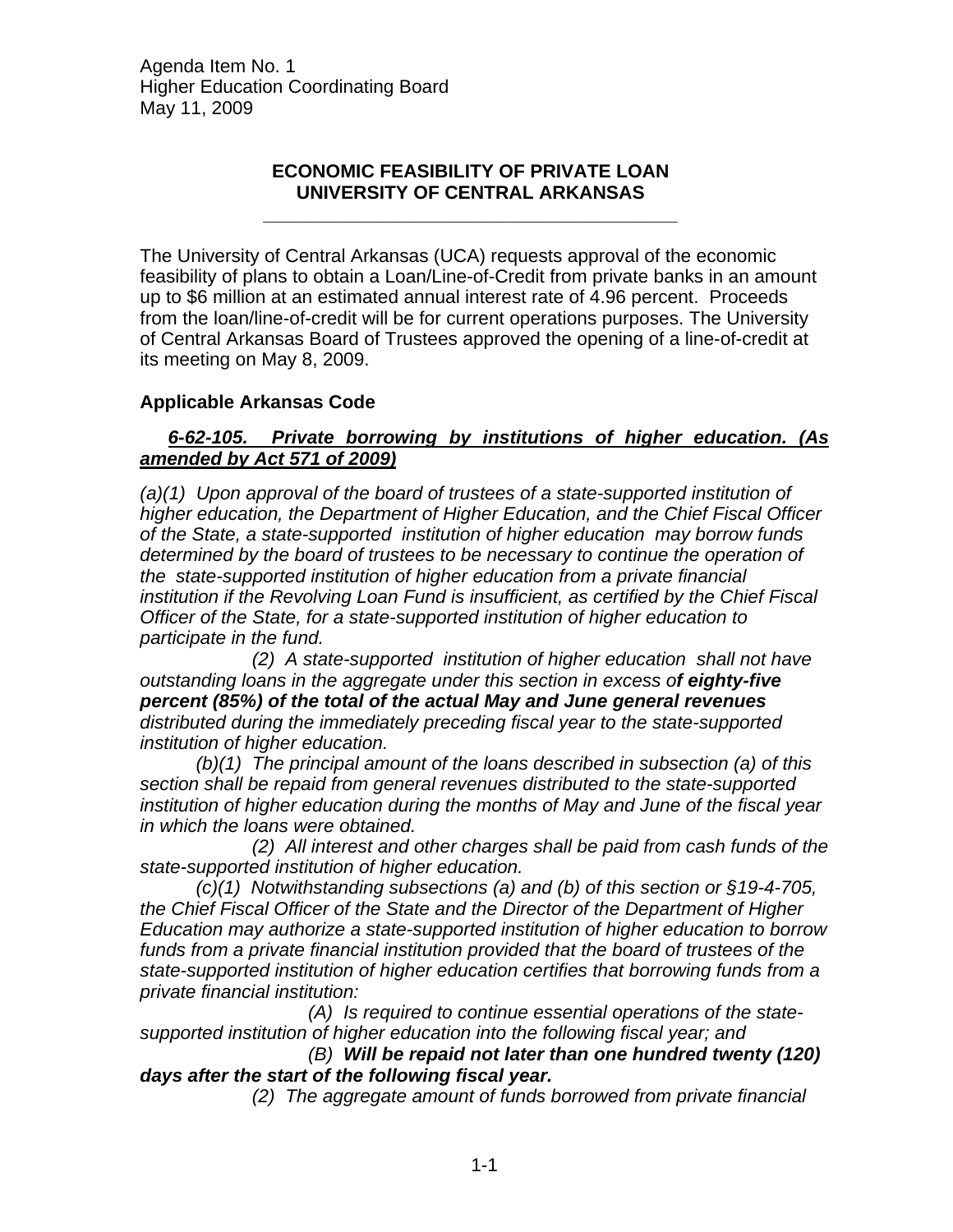Agenda Item No. 1
Higher Education Coordinating Board
May 11, 2009

**ECONOMIC FEASIBILITY OF PRIVATE LOAN**
**UNIVERSITY OF CENTRAL ARKANSAS**

---

The University of Central Arkansas (UCA) requests approval of the economic feasibility of plans to obtain a Loan/Line-of-Credit from private banks in an amount up to $6 million at an estimated annual interest rate of 4.96 percent. Proceeds from the loan/line-of-credit will be for current operations purposes. The University of Central Arkansas Board of Trustees approved the opening of a line-of-credit at its meeting on May 8, 2009.

**Applicable Arkansas Code**

***6-62-105. Private borrowing by institutions of higher education. (As amended by Act 571 of 2009)***

*(a)(1) Upon approval of the board of trustees of a state-supported institution of higher education, the Department of Higher Education, and the Chief Fiscal Officer of the State, a state-supported institution of higher education may borrow funds determined by the board of trustees to be necessary to continue the operation of the state-supported institution of higher education from a private financial institution if the Revolving Loan Fund is insufficient, as certified by the Chief Fiscal Officer of the State, for a state-supported institution of higher education to participate in the fund.*

*(2) A state-supported institution of higher education shall not have outstanding loans in the aggregate under this section in excess o**f eighty-five percent (85%) of the total of the actual May and June general revenues** distributed during the immediately preceding fiscal year to the state-supported institution of higher education.*

*(b)(1) The principal amount of the loans described in subsection (a) of this section shall be repaid from general revenues distributed to the state-supported institution of higher education during the months of May and June of the fiscal year in which the loans were obtained.*

*(2) All interest and other charges shall be paid from cash funds of the state-supported institution of higher education.*

*(c)(1) Notwithstanding subsections (a) and (b) of this section or §19-4-705, the Chief Fiscal Officer of the State and the Director of the Department of Higher Education may authorize a state-supported institution of higher education to borrow funds from a private financial institution provided that the board of trustees of the state-supported institution of higher education certifies that borrowing funds from a private financial institution:*

*(A) Is required to continue essential operations of the state-supported institution of higher education into the following fiscal year; and*

*(B) **Will be repaid not later than one hundred twenty (120) days after the start of the following fiscal year.***

*(2) The aggregate amount of funds borrowed from private financial*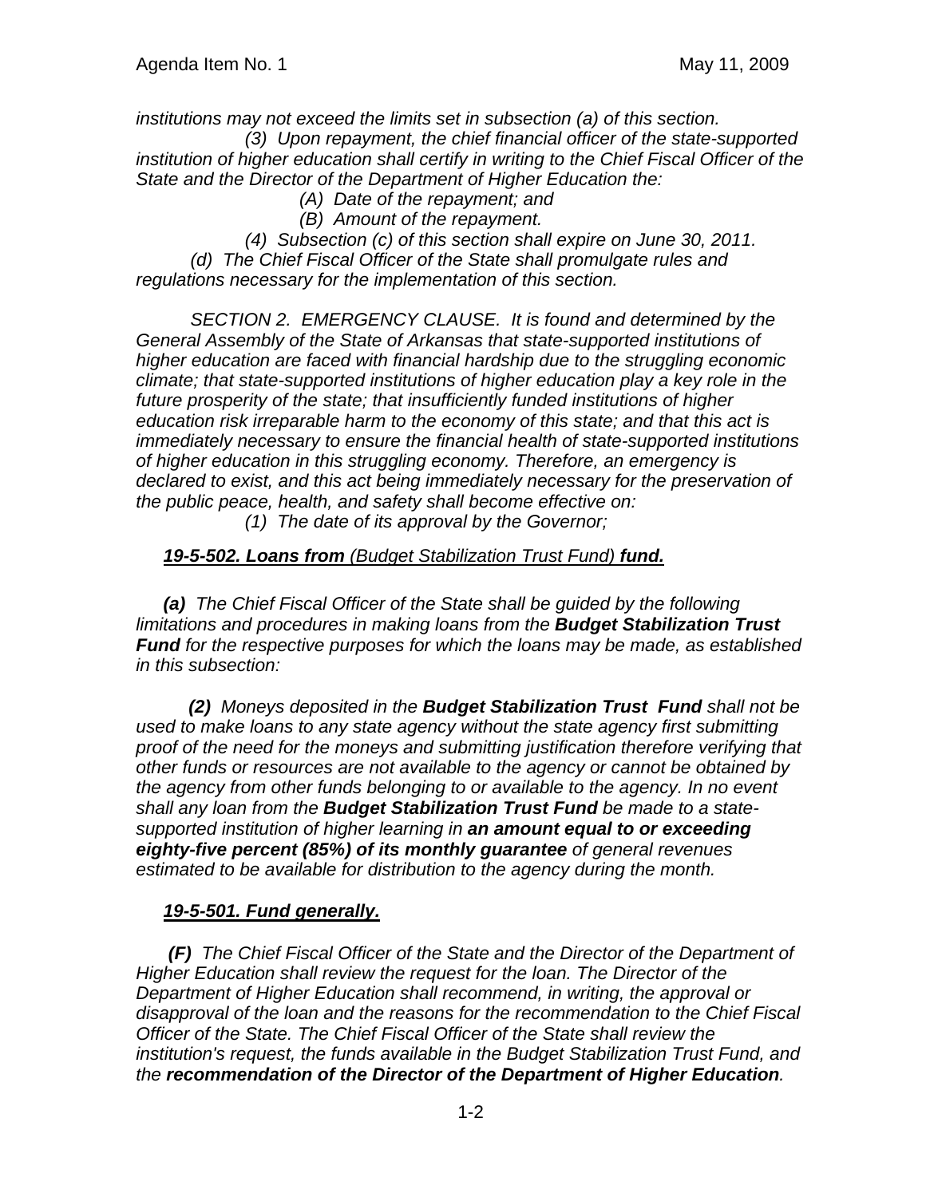*institutions may not exceed the limits set in subsection (a) of this section.*

*(3) Upon repayment, the chief financial officer of the state-supported institution of higher education shall certify in writing to the Chief Fiscal Officer of the State and the Director of the Department of Higher Education the:*

*(A) Date of the repayment; and*

*(B) Amount of the repayment.*

*(4) Subsection (c) of this section shall expire on June 30, 2011.*

*(d) The Chief Fiscal Officer of the State shall promulgate rules and regulations necessary for the implementation of this section.*

*SECTION 2. EMERGENCY CLAUSE. It is found and determined by the General Assembly of the State of Arkansas that state-supported institutions of higher education are faced with financial hardship due to the struggling economic climate; that state-supported institutions of higher education play a key role in the future prosperity of the state; that insufficiently funded institutions of higher education risk irreparable harm to the economy of this state; and that this act is immediately necessary to ensure the financial health of state-supported institutions of higher education in this struggling economy. Therefore, an emergency is declared to exist, and this act being immediately necessary for the preservation of the public peace, health, and safety shall become effective on:*

*(1) The date of its approval by the Governor;*

***19-5-502. Loans from** (Budget Stabilization Trust Fund) **fund.***

***(a)** The Chief Fiscal Officer of the State shall be guided by the following limitations and procedures in making loans from the **Budget Stabilization Trust Fund** for the respective purposes for which the loans may be made, as established in this subsection:*

***(2)** Moneys deposited in the **Budget Stabilization Trust Fund** shall not be used to make loans to any state agency without the state agency first submitting proof of the need for the moneys and submitting justification therefore verifying that other funds or resources are not available to the agency or cannot be obtained by the agency from other funds belonging to or available to the agency. In no event shall any loan from the **Budget Stabilization Trust Fund** be made to a state-supported institution of higher learning in **an amount equal to or exceeding eighty-five percent (85%) of its monthly guarantee** of general revenues estimated to be available for distribution to the agency during the month.*

***19-5-501. Fund generally.***

***(F)** The Chief Fiscal Officer of the State and the Director of the Department of Higher Education shall review the request for the loan. The Director of the Department of Higher Education shall recommend, in writing, the approval or disapproval of the loan and the reasons for the recommendation to the Chief Fiscal Officer of the State. The Chief Fiscal Officer of the State shall review the institution's request, the funds available in the Budget Stabilization Trust Fund, and the **recommendation of the Director of the Department of Higher Education**.*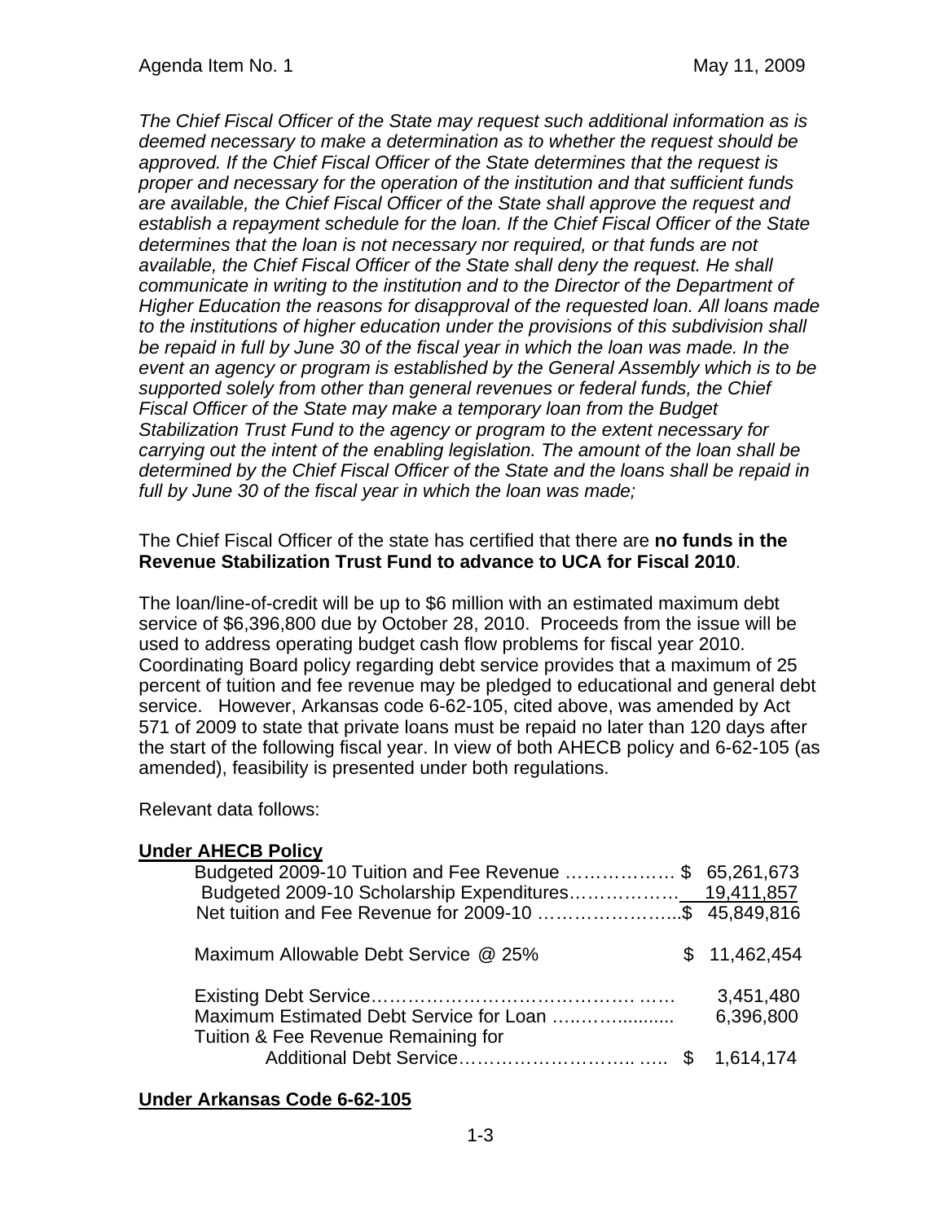*The Chief Fiscal Officer of the State may request such additional information as is deemed necessary to make a determination as to whether the request should be approved. If the Chief Fiscal Officer of the State determines that the request is proper and necessary for the operation of the institution and that sufficient funds are available, the Chief Fiscal Officer of the State shall approve the request and establish a repayment schedule for the loan. If the Chief Fiscal Officer of the State determines that the loan is not necessary nor required, or that funds are not available, the Chief Fiscal Officer of the State shall deny the request. He shall communicate in writing to the institution and to the Director of the Department of Higher Education the reasons for disapproval of the requested loan. All loans made to the institutions of higher education under the provisions of this subdivision shall be repaid in full by June 30 of the fiscal year in which the loan was made. In the event an agency or program is established by the General Assembly which is to be supported solely from other than general revenues or federal funds, the Chief Fiscal Officer of the State may make a temporary loan from the Budget Stabilization Trust Fund to the agency or program to the extent necessary for carrying out the intent of the enabling legislation. The amount of the loan shall be determined by the Chief Fiscal Officer of the State and the loans shall be repaid in full by June 30 of the fiscal year in which the loan was made;*

The Chief Fiscal Officer of the state has certified that there are **no funds in the Revenue Stabilization Trust Fund to advance to UCA for Fiscal 2010**.

The loan/line-of-credit will be up to $6 million with an estimated maximum debt service of $6,396,800 due by October 28, 2010. Proceeds from the issue will be used to address operating budget cash flow problems for fiscal year 2010. Coordinating Board policy regarding debt service provides that a maximum of 25 percent of tuition and fee revenue may be pledged to educational and general debt service. However, Arkansas code 6-62-105, cited above, was amended by Act 571 of 2009 to state that private loans must be repaid no later than 120 days after the start of the following fiscal year. In view of both AHECB policy and 6-62-105 (as amended), feasibility is presented under both regulations.

Relevant data follows:

**Under AHECB Policy**

| | |
|---|---|
| Budgeted 2009-10 Tuition and Fee Revenue ……………… | $ 65,261,673 |
| Budgeted 2009-10 Scholarship Expenditures……………… | 19,411,857 |
| Net tuition and Fee Revenue for 2009-10 ………………….. | $ 45,849,816 |
| | |
| Maximum Allowable Debt Service @ 25% | $ 11,462,454 |
| | |
| Existing Debt Service……………………………………. …… | 3,451,480 |
| Maximum Estimated Debt Service for Loan ….……......... | 6,396,800 |
| Tuition & Fee Revenue Remaining for Additional Debt Service……………………….. ….. | $ 1,614,174 |

**Under Arkansas Code 6-62-105**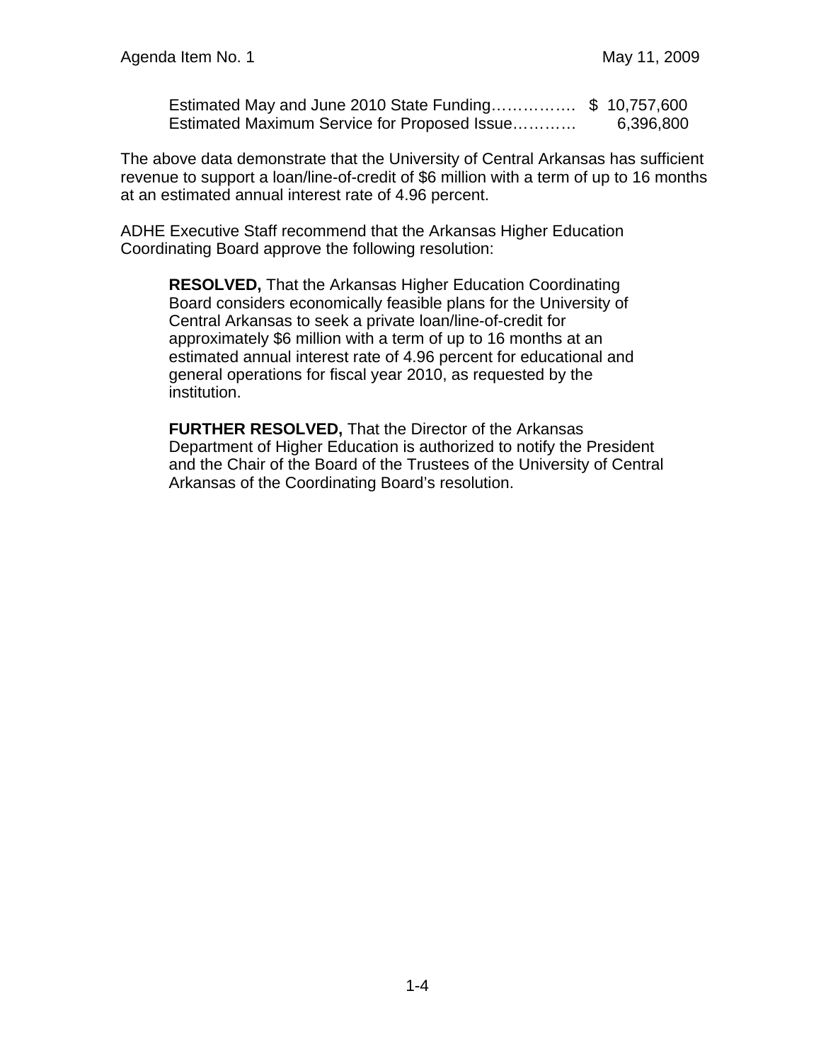| | |
|---|---|
| Estimated May and June 2010 State Funding……………. | $ 10,757,600 |
| Estimated Maximum Service for Proposed Issue………… | 6,396,800 |

The above data demonstrate that the University of Central Arkansas has sufficient revenue to support a loan/line-of-credit of $6 million with a term of up to 16 months at an estimated annual interest rate of 4.96 percent.

ADHE Executive Staff recommend that the Arkansas Higher Education Coordinating Board approve the following resolution:

> **RESOLVED,** That the Arkansas Higher Education Coordinating Board considers economically feasible plans for the University of Central Arkansas to seek a private loan/line-of-credit for approximately $6 million with a term of up to 16 months at an estimated annual interest rate of 4.96 percent for educational and general operations for fiscal year 2010, as requested by the institution.
>
> **FURTHER RESOLVED,** That the Director of the Arkansas Department of Higher Education is authorized to notify the President and the Chair of the Board of the Trustees of the University of Central Arkansas of the Coordinating Board's resolution.